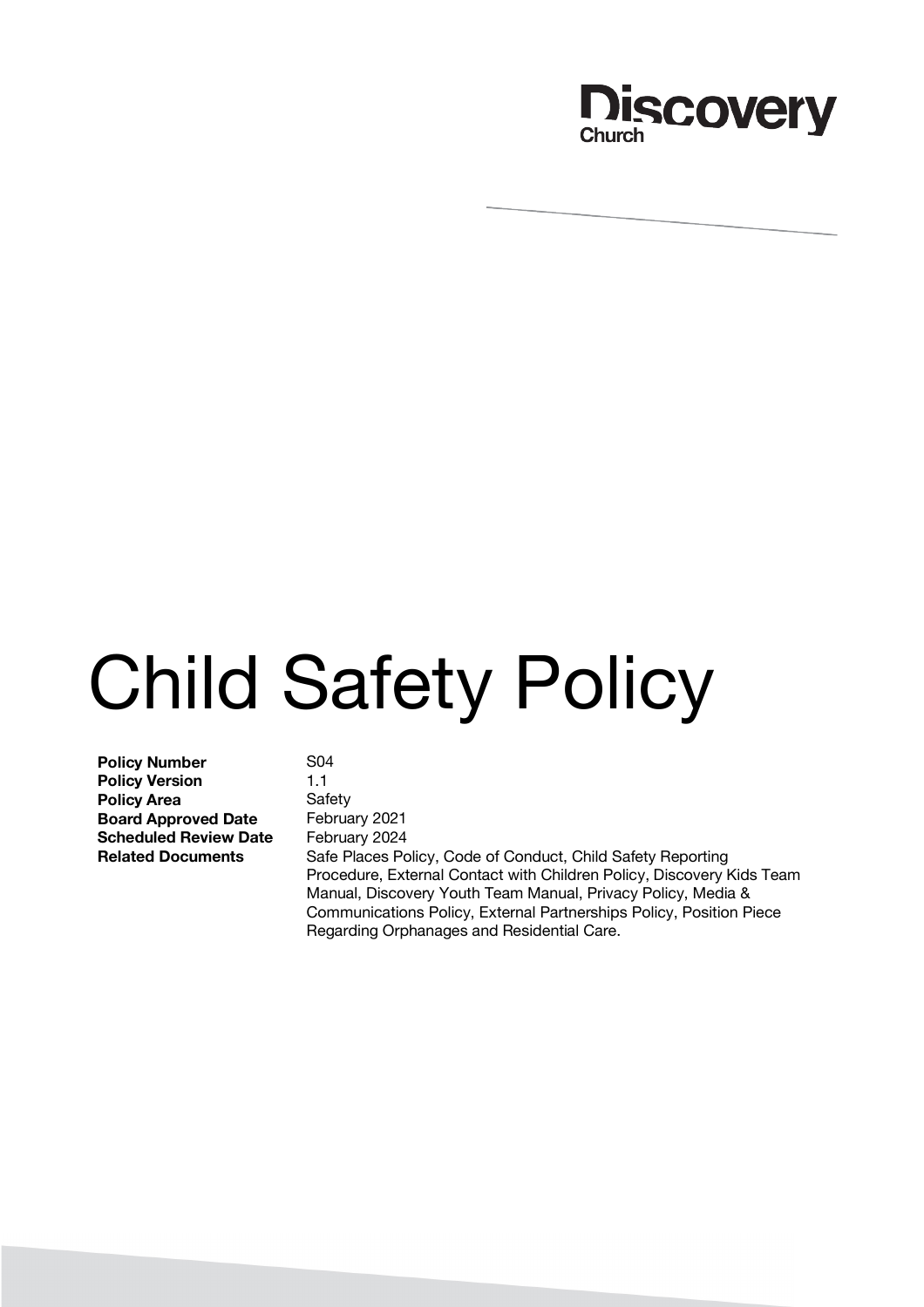Discovery Church

# Child Safety Policy

| | |
|---|---|
| **Policy Number** | S04 |
| **Policy Version** | 1.1 |
| **Policy Area** | Safety |
| **Board Approved Date** | February 2021 |
| **Scheduled Review Date** | February 2024 |
| **Related Documents** | Safe Places Policy, Code of Conduct, Child Safety Reporting Procedure, External Contact with Children Policy, Discovery Kids Team Manual, Discovery Youth Team Manual, Privacy Policy, Media & Communications Policy, External Partnerships Policy, Position Piece Regarding Orphanages and Residential Care. |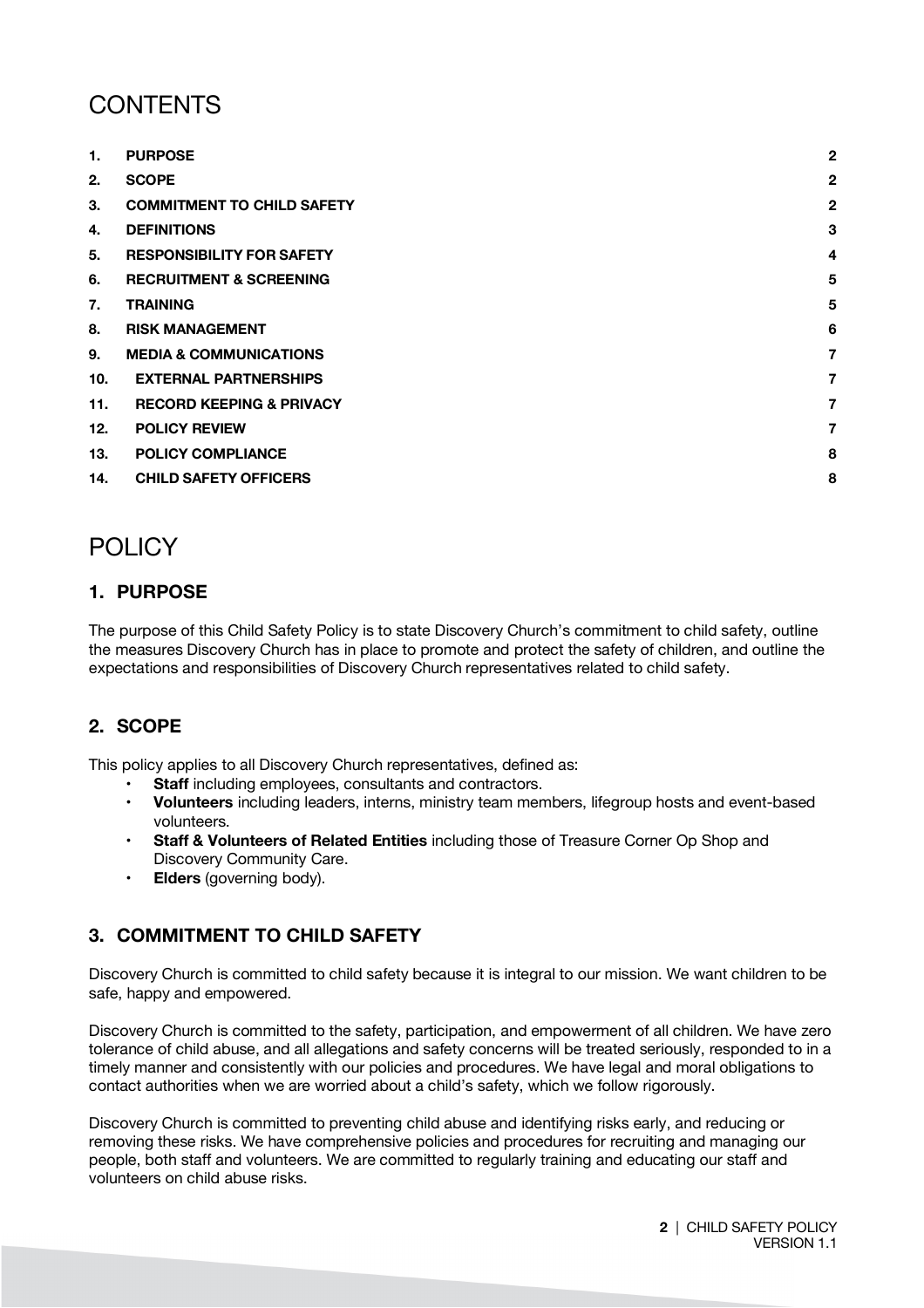# CONTENTS

| | | |
|---|---|---|
| 1. | **PURPOSE** | 2 |
| 2. | **SCOPE** | 2 |
| 3. | **COMMITMENT TO CHILD SAFETY** | 2 |
| 4. | **DEFINITIONS** | 3 |
| 5. | **RESPONSIBILITY FOR SAFETY** | 4 |
| 6. | **RECRUITMENT & SCREENING** | 5 |
| 7. | **TRAINING** | 5 |
| 8. | **RISK MANAGEMENT** | 6 |
| 9. | **MEDIA & COMMUNICATIONS** | 7 |
| 10. | **EXTERNAL PARTNERSHIPS** | 7 |
| 11. | **RECORD KEEPING & PRIVACY** | 7 |
| 12. | **POLICY REVIEW** | 7 |
| 13. | **POLICY COMPLIANCE** | 8 |
| 14. | **CHILD SAFETY OFFICERS** | 8 |

# POLICY

## 1. PURPOSE

The purpose of this Child Safety Policy is to state Discovery Church's commitment to child safety, outline the measures Discovery Church has in place to promote and protect the safety of children, and outline the expectations and responsibilities of Discovery Church representatives related to child safety.

## 2. SCOPE

This policy applies to all Discovery Church representatives, defined as:

- **Staff** including employees, consultants and contractors.
- **Volunteers** including leaders, interns, ministry team members, lifegroup hosts and event-based volunteers.
- **Staff & Volunteers of Related Entities** including those of Treasure Corner Op Shop and Discovery Community Care.
- **Elders** (governing body).

## 3. COMMITMENT TO CHILD SAFETY

Discovery Church is committed to child safety because it is integral to our mission. We want children to be safe, happy and empowered.

Discovery Church is committed to the safety, participation, and empowerment of all children. We have zero tolerance of child abuse, and all allegations and safety concerns will be treated seriously, responded to in a timely manner and consistently with our policies and procedures. We have legal and moral obligations to contact authorities when we are worried about a child's safety, which we follow rigorously.

Discovery Church is committed to preventing child abuse and identifying risks early, and reducing or removing these risks. We have comprehensive policies and procedures for recruiting and managing our people, both staff and volunteers. We are committed to regularly training and educating our staff and volunteers on child abuse risks.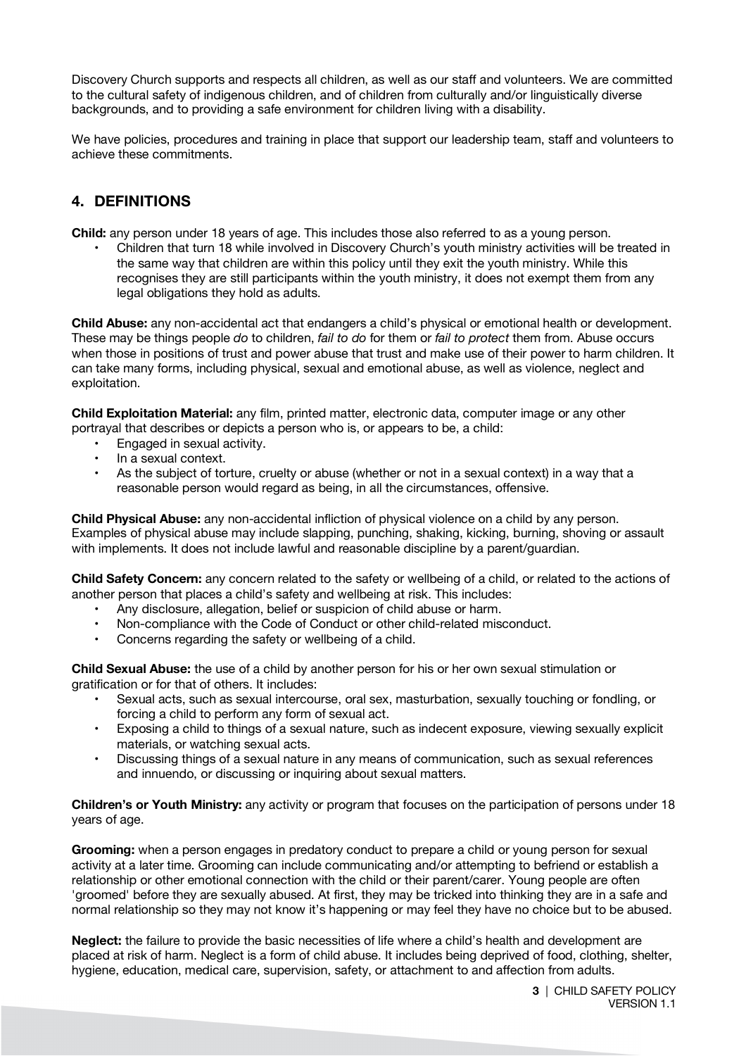Discovery Church supports and respects all children, as well as our staff and volunteers. We are committed to the cultural safety of indigenous children, and of children from culturally and/or linguistically diverse backgrounds, and to providing a safe environment for children living with a disability.

We have policies, procedures and training in place that support our leadership team, staff and volunteers to achieve these commitments.

## 4. DEFINITIONS

**Child:** any person under 18 years of age. This includes those also referred to as a young person.

- Children that turn 18 while involved in Discovery Church's youth ministry activities will be treated in the same way that children are within this policy until they exit the youth ministry. While this recognises they are still participants within the youth ministry, it does not exempt them from any legal obligations they hold as adults.

**Child Abuse:** any non-accidental act that endangers a child's physical or emotional health or development. These may be things people *do* to children, *fail to do* for them or *fail to protect* them from. Abuse occurs when those in positions of trust and power abuse that trust and make use of their power to harm children. It can take many forms, including physical, sexual and emotional abuse, as well as violence, neglect and exploitation.

**Child Exploitation Material:** any film, printed matter, electronic data, computer image or any other portrayal that describes or depicts a person who is, or appears to be, a child:

- Engaged in sexual activity.
- In a sexual context.
- As the subject of torture, cruelty or abuse (whether or not in a sexual context) in a way that a reasonable person would regard as being, in all the circumstances, offensive.

**Child Physical Abuse:** any non-accidental infliction of physical violence on a child by any person. Examples of physical abuse may include slapping, punching, shaking, kicking, burning, shoving or assault with implements. It does not include lawful and reasonable discipline by a parent/guardian.

**Child Safety Concern:** any concern related to the safety or wellbeing of a child, or related to the actions of another person that places a child's safety and wellbeing at risk. This includes:

- Any disclosure, allegation, belief or suspicion of child abuse or harm.
- Non-compliance with the Code of Conduct or other child-related misconduct.
- Concerns regarding the safety or wellbeing of a child.

**Child Sexual Abuse:** the use of a child by another person for his or her own sexual stimulation or gratification or for that of others. It includes:

- Sexual acts, such as sexual intercourse, oral sex, masturbation, sexually touching or fondling, or forcing a child to perform any form of sexual act.
- Exposing a child to things of a sexual nature, such as indecent exposure, viewing sexually explicit materials, or watching sexual acts.
- Discussing things of a sexual nature in any means of communication, such as sexual references and innuendo, or discussing or inquiring about sexual matters.

**Children's or Youth Ministry:** any activity or program that focuses on the participation of persons under 18 years of age.

**Grooming:** when a person engages in predatory conduct to prepare a child or young person for sexual activity at a later time. Grooming can include communicating and/or attempting to befriend or establish a relationship or other emotional connection with the child or their parent/carer. Young people are often 'groomed' before they are sexually abused. At first, they may be tricked into thinking they are in a safe and normal relationship so they may not know it's happening or may feel they have no choice but to be abused.

**Neglect:** the failure to provide the basic necessities of life where a child's health and development are placed at risk of harm. Neglect is a form of child abuse. It includes being deprived of food, clothing, shelter, hygiene, education, medical care, supervision, safety, or attachment to and affection from adults.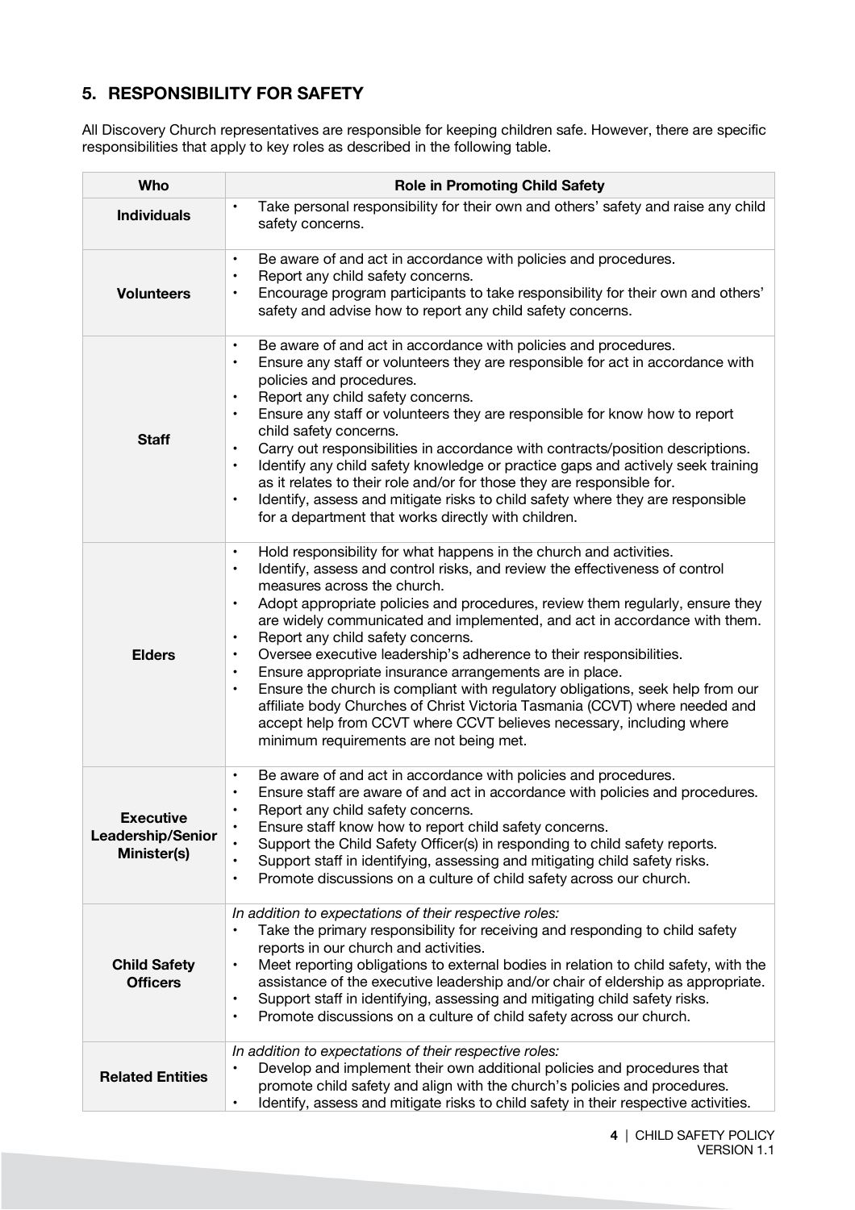## 5. RESPONSIBILITY FOR SAFETY

All Discovery Church representatives are responsible for keeping children safe. However, there are specific responsibilities that apply to key roles as described in the following table.

| Who | Role in Promoting Child Safety |
|---|---|
| **Individuals** | • Take personal responsibility for their own and others' safety and raise any child safety concerns. |
| **Volunteers** | • Be aware of and act in accordance with policies and procedures.<br>• Report any child safety concerns.<br>• Encourage program participants to take responsibility for their own and others' safety and advise how to report any child safety concerns. |
| **Staff** | • Be aware of and act in accordance with policies and procedures.<br>• Ensure any staff or volunteers they are responsible for act in accordance with policies and procedures.<br>• Report any child safety concerns.<br>• Ensure any staff or volunteers they are responsible for know how to report child safety concerns.<br>• Carry out responsibilities in accordance with contracts/position descriptions.<br>• Identify any child safety knowledge or practice gaps and actively seek training as it relates to their role and/or for those they are responsible for.<br>• Identify, assess and mitigate risks to child safety where they are responsible for a department that works directly with children. |
| **Elders** | • Hold responsibility for what happens in the church and activities.<br>• Identify, assess and control risks, and review the effectiveness of control measures across the church.<br>• Adopt appropriate policies and procedures, review them regularly, ensure they are widely communicated and implemented, and act in accordance with them.<br>• Report any child safety concerns.<br>• Oversee executive leadership's adherence to their responsibilities.<br>• Ensure appropriate insurance arrangements are in place.<br>• Ensure the church is compliant with regulatory obligations, seek help from our affiliate body Churches of Christ Victoria Tasmania (CCVT) where needed and accept help from CCVT where CCVT believes necessary, including where minimum requirements are not being met. |
| **Executive Leadership/Senior Minister(s)** | • Be aware of and act in accordance with policies and procedures.<br>• Ensure staff are aware of and act in accordance with policies and procedures.<br>• Report any child safety concerns.<br>• Ensure staff know how to report child safety concerns.<br>• Support the Child Safety Officer(s) in responding to child safety reports.<br>• Support staff in identifying, assessing and mitigating child safety risks.<br>• Promote discussions on a culture of child safety across our church. |
| **Child Safety Officers** | *In addition to expectations of their respective roles:*<br>• Take the primary responsibility for receiving and responding to child safety reports in our church and activities.<br>• Meet reporting obligations to external bodies in relation to child safety, with the assistance of the executive leadership and/or chair of eldership as appropriate.<br>• Support staff in identifying, assessing and mitigating child safety risks.<br>• Promote discussions on a culture of child safety across our church. |
| **Related Entities** | *In addition to expectations of their respective roles:*<br>• Develop and implement their own additional policies and procedures that promote child safety and align with the church's policies and procedures.<br>• Identify, assess and mitigate risks to child safety in their respective activities. |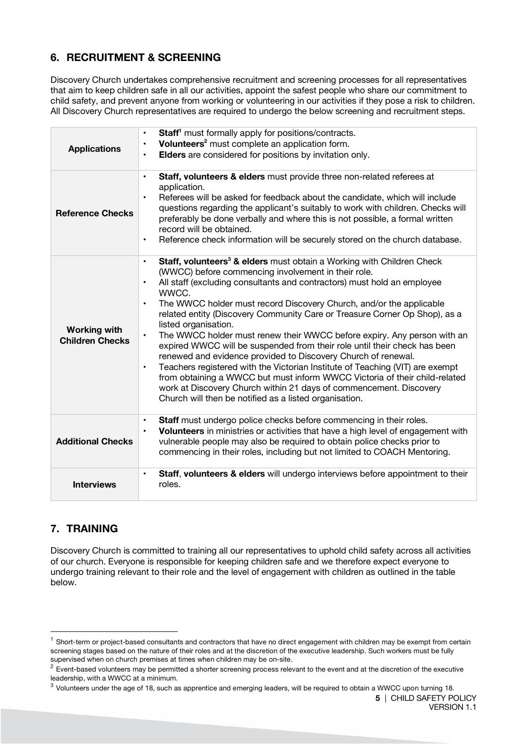## 6. RECRUITMENT & SCREENING

Discovery Church undertakes comprehensive recruitment and screening processes for all representatives that aim to keep children safe in all our activities, appoint the safest people who share our commitment to child safety, and prevent anyone from working or volunteering in our activities if they pose a risk to children. All Discovery Church representatives are required to undergo the below screening and recruitment steps.

| | |
|---|---|
| **Applications** | • **Staff**[1] must formally apply for positions/contracts.<br>• **Volunteers**[2] must complete an application form.<br>• **Elders** are considered for positions by invitation only. |
| **Reference Checks** | • **Staff, volunteers & elders** must provide three non-related referees at application.<br>• Referees will be asked for feedback about the candidate, which will include questions regarding the applicant's suitably to work with children. Checks will preferably be done verbally and where this is not possible, a formal written record will be obtained.<br>• Reference check information will be securely stored on the church database. |
| **Working with Children Checks** | • **Staff, volunteers[3] & elders** must obtain a Working with Children Check (WWCC) before commencing involvement in their role.<br>• All staff (excluding consultants and contractors) must hold an employee WWCC.<br>• The WWCC holder must record Discovery Church, and/or the applicable related entity (Discovery Community Care or Treasure Corner Op Shop), as a listed organisation.<br>• The WWCC holder must renew their WWCC before expiry. Any person with an expired WWCC will be suspended from their role until their check has been renewed and evidence provided to Discovery Church of renewal.<br>• Teachers registered with the Victorian Institute of Teaching (VIT) are exempt from obtaining a WWCC but must inform WWCC Victoria of their child-related work at Discovery Church within 21 days of commencement. Discovery Church will then be notified as a listed organisation. |
| **Additional Checks** | • **Staff** must undergo police checks before commencing in their roles.<br>• **Volunteers** in ministries or activities that have a high level of engagement with vulnerable people may also be required to obtain police checks prior to commencing in their roles, including but not limited to COACH Mentoring. |
| **Interviews** | • **Staff**, **volunteers & elders** will undergo interviews before appointment to their roles. |

## 7. TRAINING

Discovery Church is committed to training all our representatives to uphold child safety across all activities of our church. Everyone is responsible for keeping children safe and we therefore expect everyone to undergo training relevant to their role and the level of engagement with children as outlined in the table below.

---

[1] Short-term or project-based consultants and contractors that have no direct engagement with children may be exempt from certain screening stages based on the nature of their roles and at the discretion of the executive leadership. Such workers must be fully supervised when on church premises at times when children may be on-site.

[2] Event-based volunteers may be permitted a shorter screening process relevant to the event and at the discretion of the executive leadership, with a WWCC at a minimum.

[3] Volunteers under the age of 18, such as apprentice and emerging leaders, will be required to obtain a WWCC upon turning 18.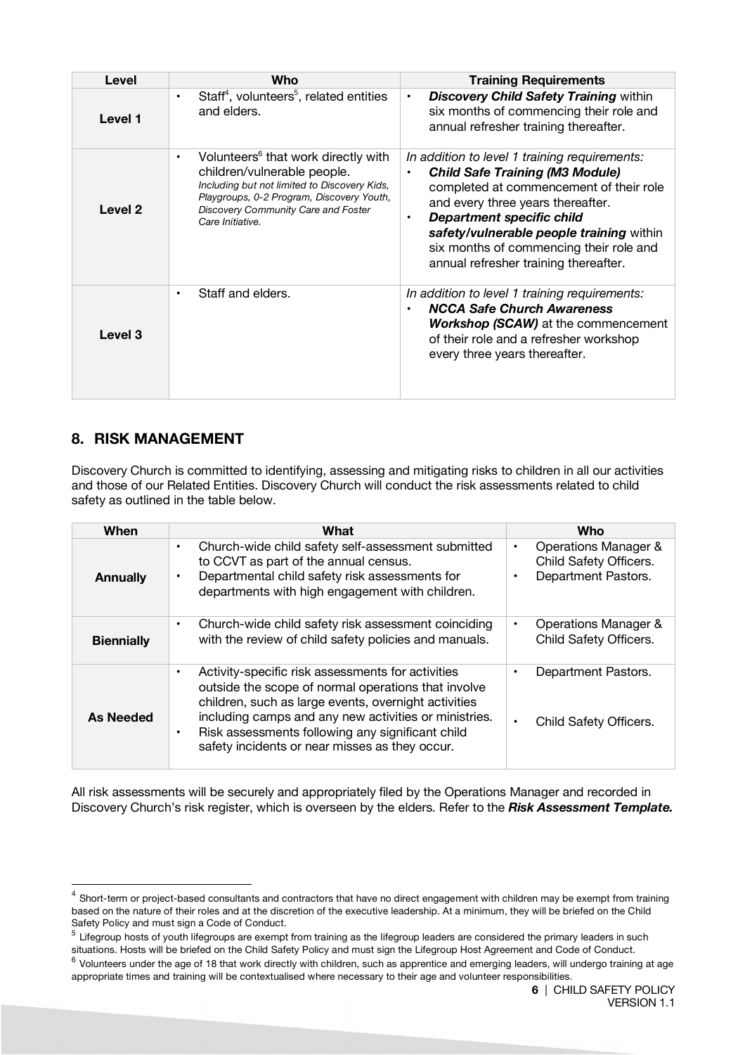| Level | Who | Training Requirements |
|---|---|---|
| **Level 1** | • Staff[4], volunteers[5], related entities and elders. | • ***Discovery Child Safety Training*** within six months of commencing their role and annual refresher training thereafter. |
| **Level 2** | • Volunteers[6] that work directly with children/vulnerable people. *Including but not limited to Discovery Kids, Playgroups, 0-2 Program, Discovery Youth, Discovery Community Care and Foster Care Initiative.* | *In addition to level 1 training requirements:* <br>• ***Child Safe Training (M3 Module)*** completed at commencement of their role and every three years thereafter. <br>• ***Department specific child safety/vulnerable people training*** within six months of commencing their role and annual refresher training thereafter. |
| **Level 3** | • Staff and elders. | *In addition to level 1 training requirements:* <br>• ***NCCA Safe Church Awareness Workshop (SCAW)*** at the commencement of their role and a refresher workshop every three years thereafter. |

## 8. RISK MANAGEMENT

Discovery Church is committed to identifying, assessing and mitigating risks to children in all our activities and those of our Related Entities. Discovery Church will conduct the risk assessments related to child safety as outlined in the table below.

| When | What | Who |
|---|---|---|
| **Annually** | • Church-wide child safety self-assessment submitted to CCVT as part of the annual census. <br>• Departmental child safety risk assessments for departments with high engagement with children. | • Operations Manager & Child Safety Officers. <br>• Department Pastors. |
| **Biennially** | • Church-wide child safety risk assessment coinciding with the review of child safety policies and manuals. | • Operations Manager & Child Safety Officers. |
| **As Needed** | • Activity-specific risk assessments for activities outside the scope of normal operations that involve children, such as large events, overnight activities including camps and any new activities or ministries. <br>• Risk assessments following any significant child safety incidents or near misses as they occur. | • Department Pastors. <br>• Child Safety Officers. |

All risk assessments will be securely and appropriately filed by the Operations Manager and recorded in Discovery Church's risk register, which is overseen by the elders. Refer to the ***Risk Assessment Template.***

---

[4] Short-term or project-based consultants and contractors that have no direct engagement with children may be exempt from training based on the nature of their roles and at the discretion of the executive leadership. At a minimum, they will be briefed on the Child Safety Policy and must sign a Code of Conduct.

[5] Lifegroup hosts of youth lifegroups are exempt from training as the lifegroup leaders are considered the primary leaders in such situations. Hosts will be briefed on the Child Safety Policy and must sign the Lifegroup Host Agreement and Code of Conduct.

[6] Volunteers under the age of 18 that work directly with children, such as apprentice and emerging leaders, will undergo training at age appropriate times and training will be contextualised where necessary to their age and volunteer responsibilities.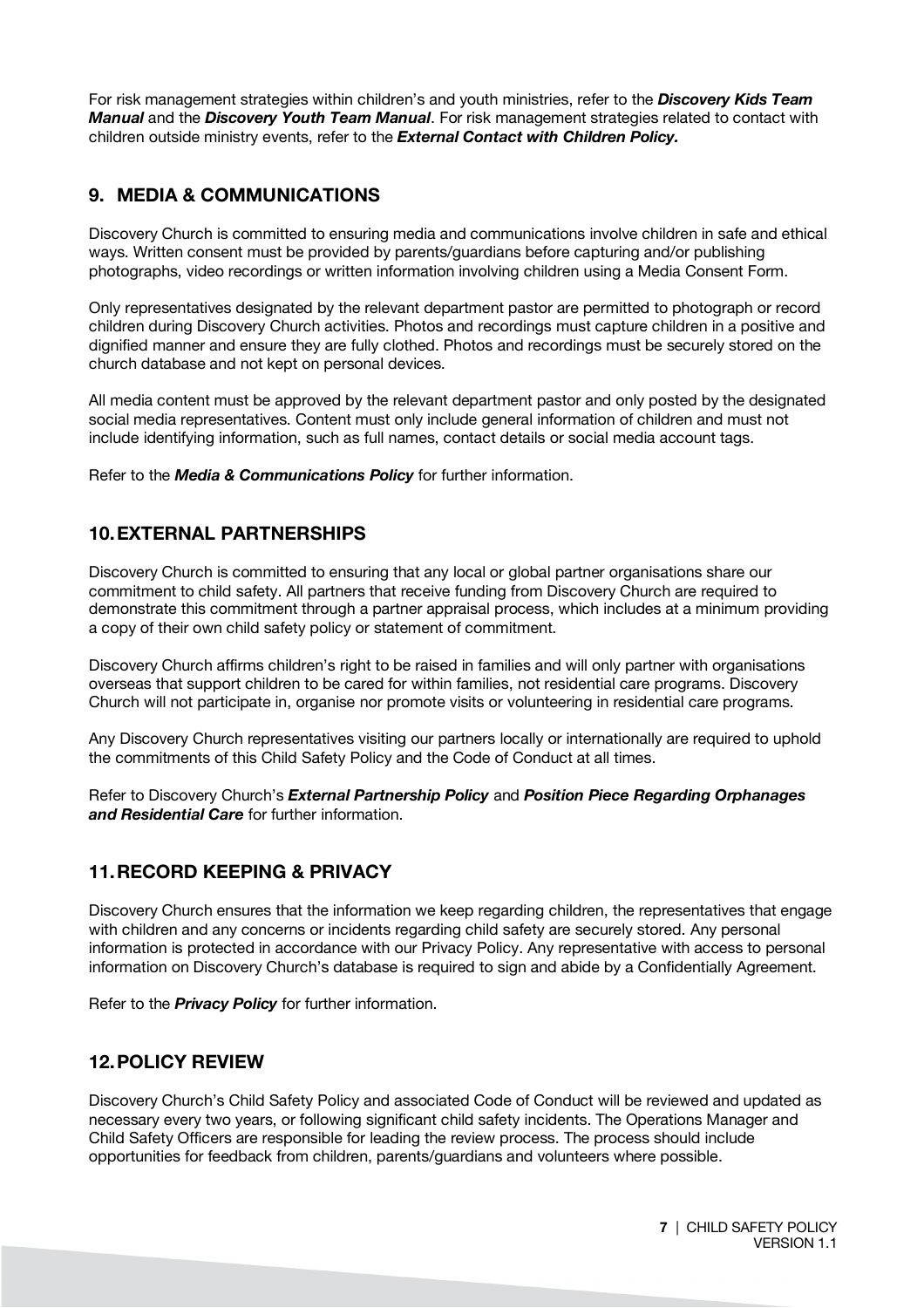For risk management strategies within children's and youth ministries, refer to the ***Discovery Kids Team Manual*** and the ***Discovery Youth Team Manual***. For risk management strategies related to contact with children outside ministry events, refer to the ***External Contact with Children Policy.***

## 9. MEDIA & COMMUNICATIONS

Discovery Church is committed to ensuring media and communications involve children in safe and ethical ways. Written consent must be provided by parents/guardians before capturing and/or publishing photographs, video recordings or written information involving children using a Media Consent Form.

Only representatives designated by the relevant department pastor are permitted to photograph or record children during Discovery Church activities. Photos and recordings must capture children in a positive and dignified manner and ensure they are fully clothed. Photos and recordings must be securely stored on the church database and not kept on personal devices.

All media content must be approved by the relevant department pastor and only posted by the designated social media representatives. Content must only include general information of children and must not include identifying information, such as full names, contact details or social media account tags.

Refer to the ***Media & Communications Policy*** for further information.

## 10. EXTERNAL PARTNERSHIPS

Discovery Church is committed to ensuring that any local or global partner organisations share our commitment to child safety. All partners that receive funding from Discovery Church are required to demonstrate this commitment through a partner appraisal process, which includes at a minimum providing a copy of their own child safety policy or statement of commitment.

Discovery Church affirms children's right to be raised in families and will only partner with organisations overseas that support children to be cared for within families, not residential care programs. Discovery Church will not participate in, organise nor promote visits or volunteering in residential care programs.

Any Discovery Church representatives visiting our partners locally or internationally are required to uphold the commitments of this Child Safety Policy and the Code of Conduct at all times.

Refer to Discovery Church's ***External Partnership Policy*** and ***Position Piece Regarding Orphanages and Residential Care*** for further information.

## 11. RECORD KEEPING & PRIVACY

Discovery Church ensures that the information we keep regarding children, the representatives that engage with children and any concerns or incidents regarding child safety are securely stored. Any personal information is protected in accordance with our Privacy Policy. Any representative with access to personal information on Discovery Church's database is required to sign and abide by a Confidentially Agreement.

Refer to the ***Privacy Policy*** for further information.

## 12. POLICY REVIEW

Discovery Church's Child Safety Policy and associated Code of Conduct will be reviewed and updated as necessary every two years, or following significant child safety incidents. The Operations Manager and Child Safety Officers are responsible for leading the review process. The process should include opportunities for feedback from children, parents/guardians and volunteers where possible.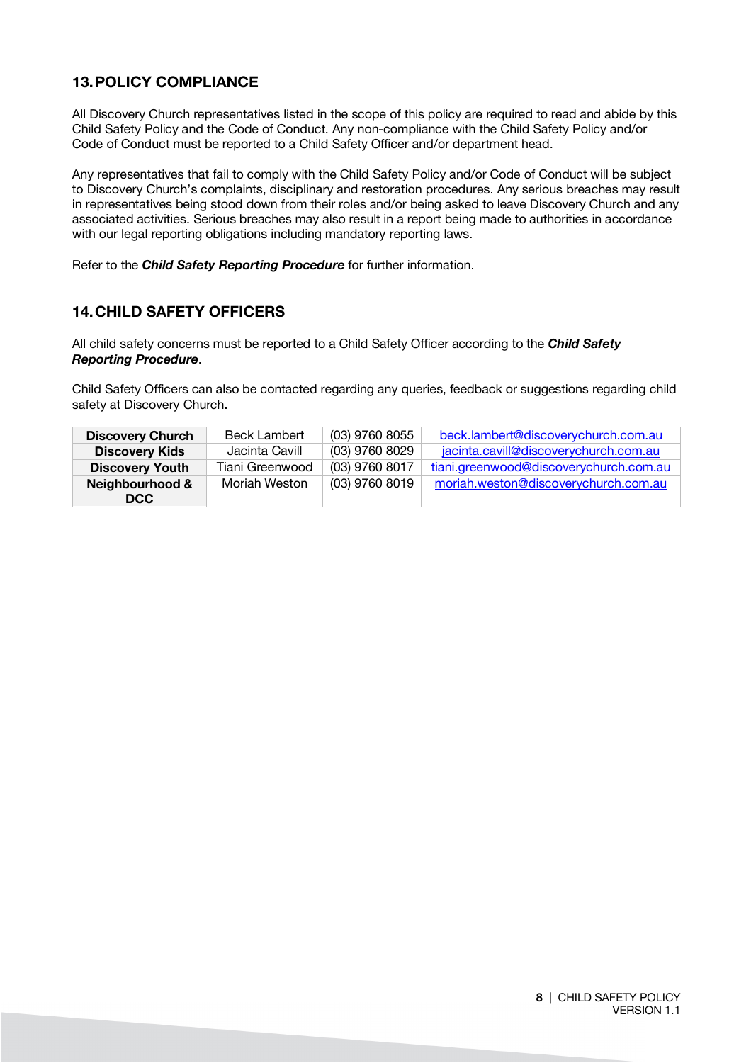## 13. POLICY COMPLIANCE

All Discovery Church representatives listed in the scope of this policy are required to read and abide by this Child Safety Policy and the Code of Conduct. Any non-compliance with the Child Safety Policy and/or Code of Conduct must be reported to a Child Safety Officer and/or department head.

Any representatives that fail to comply with the Child Safety Policy and/or Code of Conduct will be subject to Discovery Church's complaints, disciplinary and restoration procedures. Any serious breaches may result in representatives being stood down from their roles and/or being asked to leave Discovery Church and any associated activities. Serious breaches may also result in a report being made to authorities in accordance with our legal reporting obligations including mandatory reporting laws.

Refer to the ***Child Safety Reporting Procedure*** for further information.

## 14. CHILD SAFETY OFFICERS

All child safety concerns must be reported to a Child Safety Officer according to the ***Child Safety Reporting Procedure***.

Child Safety Officers can also be contacted regarding any queries, feedback or suggestions regarding child safety at Discovery Church.

| | | | |
|---|---|---|---|
| **Discovery Church** | Beck Lambert | (03) 9760 8055 | beck.lambert@discoverychurch.com.au |
| **Discovery Kids** | Jacinta Cavill | (03) 9760 8029 | jacinta.cavill@discoverychurch.com.au |
| **Discovery Youth** | Tiani Greenwood | (03) 9760 8017 | tiani.greenwood@discoverychurch.com.au |
| **Neighbourhood & DCC** | Moriah Weston | (03) 9760 8019 | moriah.weston@discoverychurch.com.au |